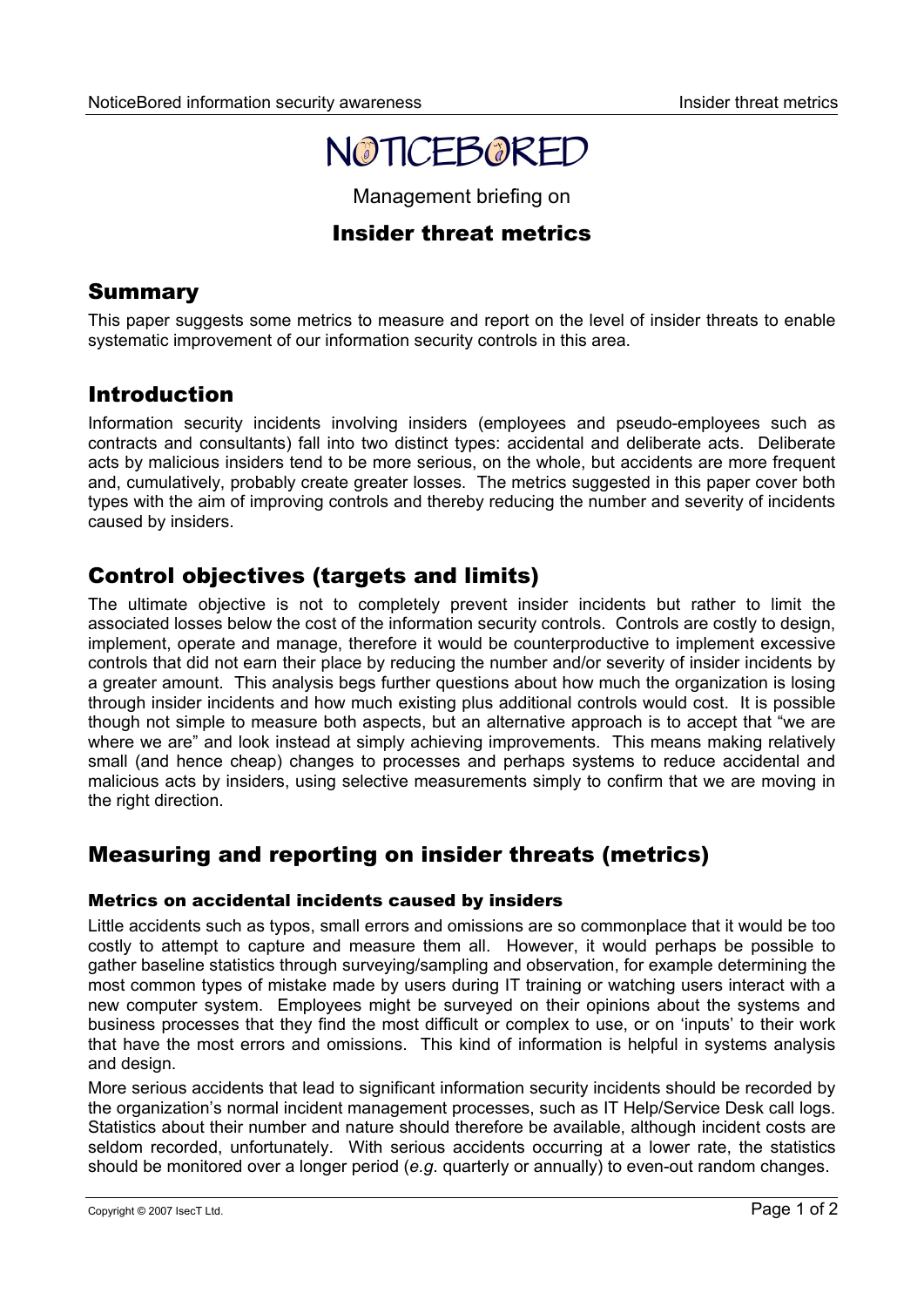# NOTICEBORED

Management briefing on

## Insider threat metrics

## Summary

This paper suggests some metrics to measure and report on the level of insider threats to enable systematic improvement of our information security controls in this area.

## Introduction

Information security incidents involving insiders (employees and pseudo-employees such as contracts and consultants) fall into two distinct types: accidental and deliberate acts. Deliberate acts by malicious insiders tend to be more serious, on the whole, but accidents are more frequent and, cumulatively, probably create greater losses. The metrics suggested in this paper cover both types with the aim of improving controls and thereby reducing the number and severity of incidents caused by insiders.

## Control objectives (targets and limits)

The ultimate objective is not to completely prevent insider incidents but rather to limit the associated losses below the cost of the information security controls. Controls are costly to design, implement, operate and manage, therefore it would be counterproductive to implement excessive controls that did not earn their place by reducing the number and/or severity of insider incidents by a greater amount. This analysis begs further questions about how much the organization is losing through insider incidents and how much existing plus additional controls would cost. It is possible though not simple to measure both aspects, but an alternative approach is to accept that "we are where we are" and look instead at simply achieving improvements. This means making relatively small (and hence cheap) changes to processes and perhaps systems to reduce accidental and malicious acts by insiders, using selective measurements simply to confirm that we are moving in the right direction.

## Measuring and reporting on insider threats (metrics)

### Metrics on accidental incidents caused by insiders

Little accidents such as typos, small errors and omissions are so commonplace that it would be too costly to attempt to capture and measure them all. However, it would perhaps be possible to gather baseline statistics through surveying/sampling and observation, for example determining the most common types of mistake made by users during IT training or watching users interact with a new computer system. Employees might be surveyed on their opinions about the systems and business processes that they find the most difficult or complex to use, or on 'inputs' to their work that have the most errors and omissions. This kind of information is helpful in systems analysis and design.

More serious accidents that lead to significant information security incidents should be recorded by the organization's normal incident management processes, such as IT Help/Service Desk call logs. Statistics about their number and nature should therefore be available, although incident costs are seldom recorded, unfortunately. With serious accidents occurring at a lower rate, the statistics should be monitored over a longer period (*e.g.* quarterly or annually) to even-out random changes.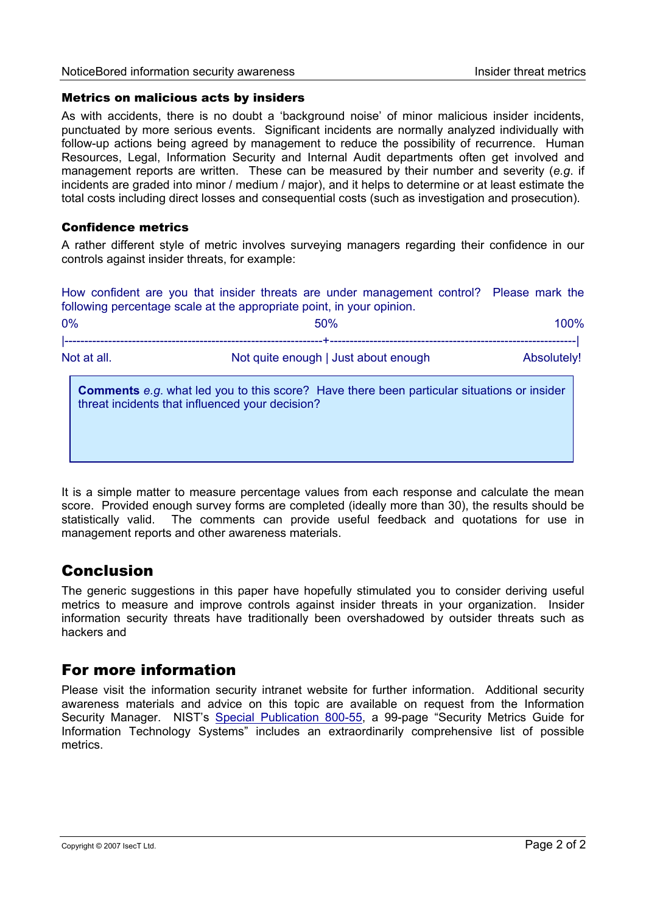### Metrics on malicious acts by insiders

As with accidents, there is no doubt a 'background noise' of minor malicious insider incidents, punctuated by more serious events. Significant incidents are normally analyzed individually with follow-up actions being agreed by management to reduce the possibility of recurrence. Human Resources, Legal, Information Security and Internal Audit departments often get involved and management reports are written. These can be measured by their number and severity (*e.g.* if incidents are graded into minor / medium / major), and it helps to determine or at least estimate the total costs including direct losses and consequential costs (such as investigation and prosecution).

### Confidence metrics

A rather different style of metric involves surveying managers regarding their confidence in our controls against insider threats, for example:

How confident are you that insider threats are under management control? Please mark the following percentage scale at the appropriate point, in your opinion.

0% 50% 100%

|-----------------------------------------------------------------+-------------------------------------------------------------|

Not at all. Not quite enough | Just about enough Absolutely!

**Comments** *e.g.* what led you to this score? Have there been particular situations or insider threat incidents that influenced your decision?

It is a simple matter to measure percentage values from each response and calculate the mean score. Provided enough survey forms are completed (ideally more than 30), the results should be statistically valid. The comments can provide useful feedback and quotations for use in management reports and other awareness materials.

## Conclusion

The generic suggestions in this paper have hopefully stimulated you to consider deriving useful metrics to measure and improve controls against insider threats in your organization. Insider information security threats have traditionally been overshadowed by outsider threats such as hackers and

## For more information

Please visit the information security intranet website for further information. Additional security awareness materials and advice on this topic are available on request from the Information Security Manager. NIST's Special Publication 800-55, a 99-page "Security Metrics Guide for Information Technology Systems" includes an extraordinarily comprehensive list of possible metrics.

Copyright © 2007 IsecT Ltd.